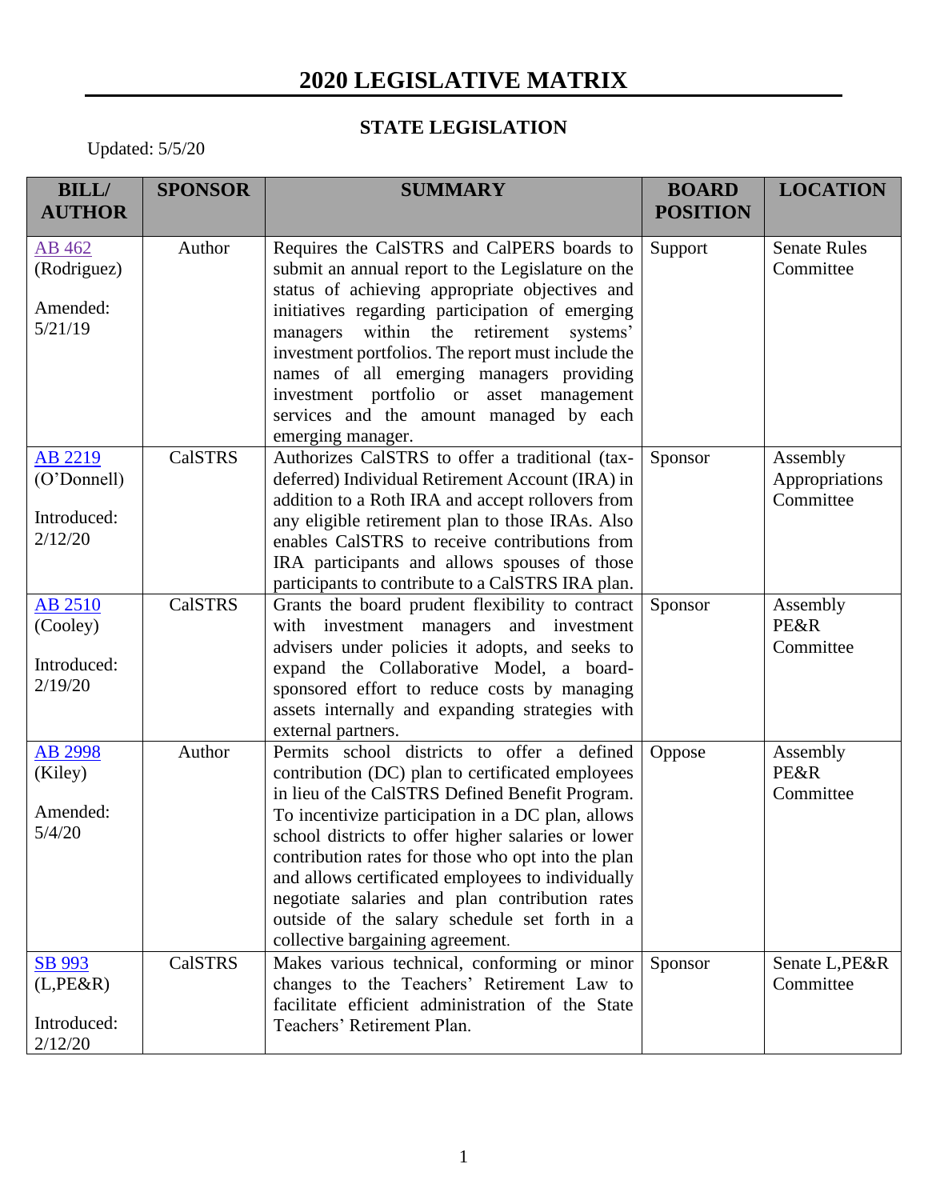# 2020 LEGISLATIVE MATRIX

## STATE LEGISLATION

Updated: 5/5/20

| BILL/ AUTHOR | SPONSOR | SUMMARY | BOARD POSITION | LOCATION |
|---|---|---|---|---|
| AB 462 (Rodriguez) Amended: 5/21/19 | Author | Requires the CalSTRS and CalPERS boards to submit an annual report to the Legislature on the status of achieving appropriate objectives and initiatives regarding participation of emerging managers within the retirement systems' investment portfolios. The report must include the names of all emerging managers providing investment portfolio or asset management services and the amount managed by each emerging manager. | Support | Senate Rules Committee |
| AB 2219 (O'Donnell) Introduced: 2/12/20 | CalSTRS | Authorizes CalSTRS to offer a traditional (tax-deferred) Individual Retirement Account (IRA) in addition to a Roth IRA and accept rollovers from any eligible retirement plan to those IRAs. Also enables CalSTRS to receive contributions from IRA participants and allows spouses of those participants to contribute to a CalSTRS IRA plan. | Sponsor | Assembly Appropriations Committee |
| AB 2510 (Cooley) Introduced: 2/19/20 | CalSTRS | Grants the board prudent flexibility to contract with investment managers and investment advisers under policies it adopts, and seeks to expand the Collaborative Model, a board-sponsored effort to reduce costs by managing assets internally and expanding strategies with external partners. | Sponsor | Assembly PE&R Committee |
| AB 2998 (Kiley) Amended: 5/4/20 | Author | Permits school districts to offer a defined contribution (DC) plan to certificated employees in lieu of the CalSTRS Defined Benefit Program. To incentivize participation in a DC plan, allows school districts to offer higher salaries or lower contribution rates for those who opt into the plan and allows certificated employees to individually negotiate salaries and plan contribution rates outside of the salary schedule set forth in a collective bargaining agreement. | Oppose | Assembly PE&R Committee |
| SB 993 (L,PE&R) Introduced: 2/12/20 | CalSTRS | Makes various technical, conforming or minor changes to the Teachers' Retirement Law to facilitate efficient administration of the State Teachers' Retirement Plan. | Sponsor | Senate L,PE&R Committee |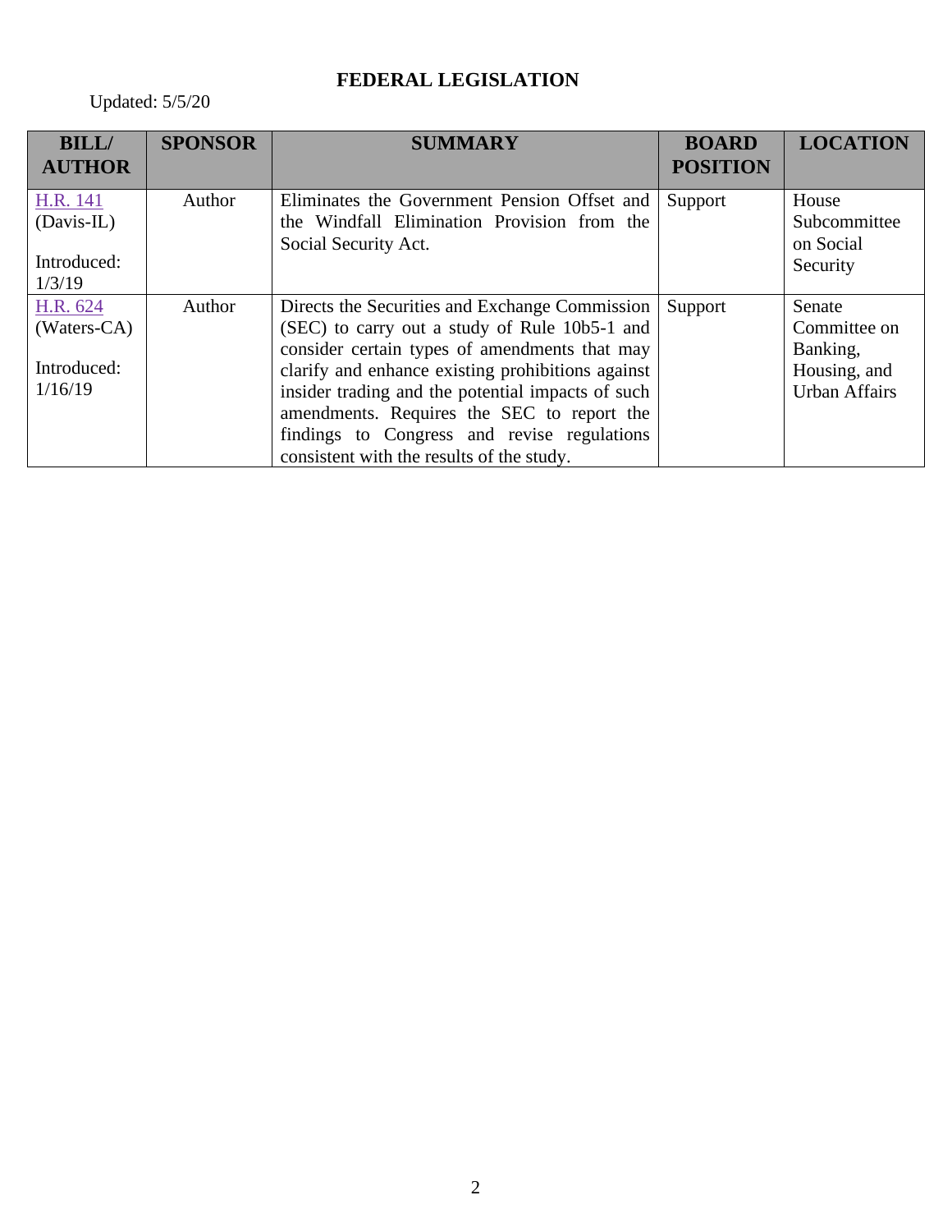# FEDERAL LEGISLATION

Updated: 5/5/20

| BILL/ AUTHOR | SPONSOR | SUMMARY | BOARD POSITION | LOCATION |
|---|---|---|---|---|
| H.R. 141 (Davis-IL)<br><br>Introduced: 1/3/19 | Author | Eliminates the Government Pension Offset and the Windfall Elimination Provision from the Social Security Act. | Support | House Subcommittee on Social Security |
| H.R. 624 (Waters-CA)<br><br>Introduced: 1/16/19 | Author | Directs the Securities and Exchange Commission (SEC) to carry out a study of Rule 10b5-1 and consider certain types of amendments that may clarify and enhance existing prohibitions against insider trading and the potential impacts of such amendments. Requires the SEC to report the findings to Congress and revise regulations consistent with the results of the study. | Support | Senate Committee on Banking, Housing, and Urban Affairs |